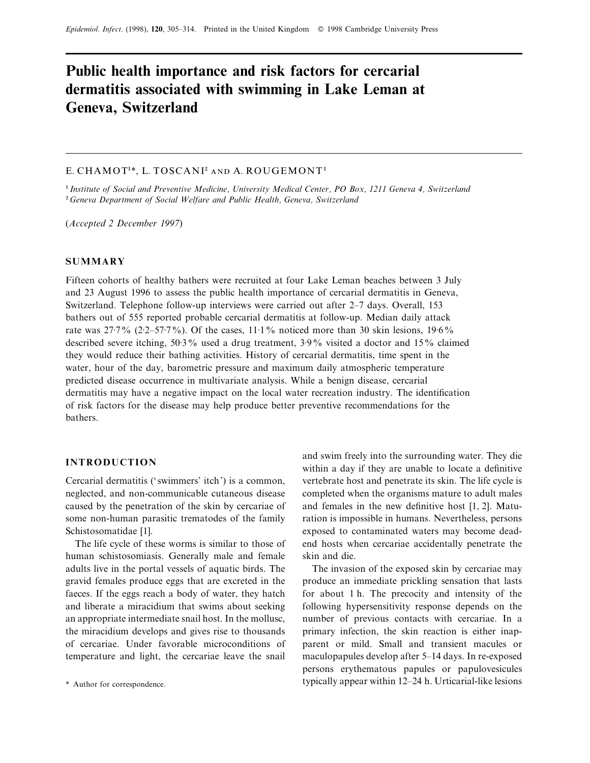# Public health importance and risk factors for cercarial dermatitis associated with swimming in Lake Leman at Geneva, Switzerland

E. CHAMOT[1]*, L. TOSCANI[2] AND A. ROUGEMONT[1]

[1] *Institute of Social and Preventive Medicine, University Medical Center, PO Box, 1211 Geneva 4, Switzerland*
[2] *Geneva Department of Social Welfare and Public Health, Geneva, Switzerland*

(*Accepted 2 December 1997*)

## SUMMARY

Fifteen cohorts of healthy bathers were recruited at four Lake Leman beaches between 3 July and 23 August 1996 to assess the public health importance of cercarial dermatitis in Geneva, Switzerland. Telephone follow-up interviews were carried out after 2–7 days. Overall, 153 bathers out of 555 reported probable cercarial dermatitis at follow-up. Median daily attack rate was 27·7% (2·2–57·7%). Of the cases, 11·1% noticed more than 30 skin lesions, 19·6% described severe itching, 50·3% used a drug treatment, 3·9% visited a doctor and 15% claimed they would reduce their bathing activities. History of cercarial dermatitis, time spent in the water, hour of the day, barometric pressure and maximum daily atmospheric temperature predicted disease occurrence in multivariate analysis. While a benign disease, cercarial dermatitis may have a negative impact on the local water recreation industry. The identification of risk factors for the disease may help produce better preventive recommendations for the bathers.

## INTRODUCTION

Cercarial dermatitis ('swimmers' itch') is a common, neglected, and non-communicable cutaneous disease caused by the penetration of the skin by cercariae of some non-human parasitic trematodes of the family Schistosomatidae [1].

The life cycle of these worms is similar to those of human schistosomiasis. Generally male and female adults live in the portal vessels of aquatic birds. The gravid females produce eggs that are excreted in the faeces. If the eggs reach a body of water, they hatch and liberate a miracidium that swims about seeking an appropriate intermediate snail host. In the mollusc, the miracidium develops and gives rise to thousands of cercariae. Under favorable microconditions of temperature and light, the cercariae leave the snail and swim freely into the surrounding water. They die within a day if they are unable to locate a definitive vertebrate host and penetrate its skin. The life cycle is completed when the organisms mature to adult males and females in the new definitive host [1, 2]. Maturation is impossible in humans. Nevertheless, persons exposed to contaminated waters may become dead-end hosts when cercariae accidentally penetrate the skin and die.

The invasion of the exposed skin by cercariae may produce an immediate prickling sensation that lasts for about 1 h. The precocity and intensity of the following hypersensitivity response depends on the number of previous contacts with cercariae. In a primary infection, the skin reaction is either inapparent or mild. Small and transient macules or maculopapules develop after 5–14 days. In re-exposed persons erythematous papules or papulovesicules typically appear within 12–24 h. Urticarial-like lesions

\* Author for correspondence.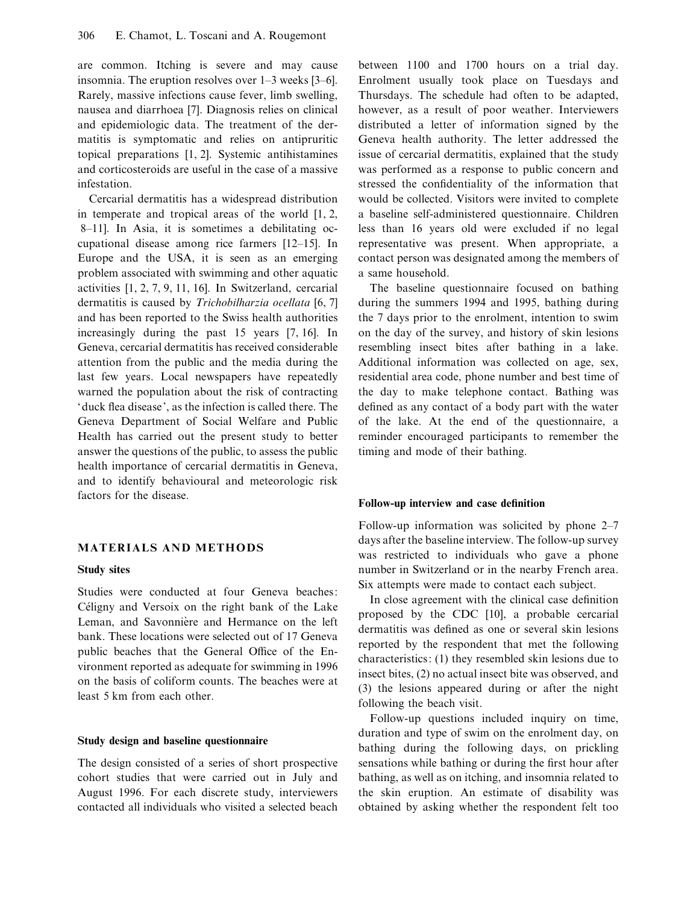are common. Itching is severe and may cause insomnia. The eruption resolves over 1–3 weeks [3–6]. Rarely, massive infections cause fever, limb swelling, nausea and diarrhoea [7]. Diagnosis relies on clinical and epidemiologic data. The treatment of the dermatitis is symptomatic and relies on antipruritic topical preparations [1, 2]. Systemic antihistamines and corticosteroids are useful in the case of a massive infestation.

Cercarial dermatitis has a widespread distribution in temperate and tropical areas of the world [1, 2, 8–11]. In Asia, it is sometimes a debilitating occupational disease among rice farmers [12–15]. In Europe and the USA, it is seen as an emerging problem associated with swimming and other aquatic activities [1, 2, 7, 9, 11, 16]. In Switzerland, cercarial dermatitis is caused by *Trichobilharzia ocellata* [6, 7] and has been reported to the Swiss health authorities increasingly during the past 15 years [7, 16]. In Geneva, cercarial dermatitis has received considerable attention from the public and the media during the last few years. Local newspapers have repeatedly warned the population about the risk of contracting 'duck flea disease', as the infection is called there. The Geneva Department of Social Welfare and Public Health has carried out the present study to better answer the questions of the public, to assess the public health importance of cercarial dermatitis in Geneva, and to identify behavioural and meteorologic risk factors for the disease.

## MATERIALS AND METHODS

### Study sites

Studies were conducted at four Geneva beaches: Céligny and Versoix on the right bank of the Lake Leman, and Savonnière and Hermance on the left bank. These locations were selected out of 17 Geneva public beaches that the General Office of the Environment reported as adequate for swimming in 1996 on the basis of coliform counts. The beaches were at least 5 km from each other.

### Study design and baseline questionnaire

The design consisted of a series of short prospective cohort studies that were carried out in July and August 1996. For each discrete study, interviewers contacted all individuals who visited a selected beach between 1100 and 1700 hours on a trial day. Enrolment usually took place on Tuesdays and Thursdays. The schedule had often to be adapted, however, as a result of poor weather. Interviewers distributed a letter of information signed by the Geneva health authority. The letter addressed the issue of cercarial dermatitis, explained that the study was performed as a response to public concern and stressed the confidentiality of the information that would be collected. Visitors were invited to complete a baseline self-administered questionnaire. Children less than 16 years old were excluded if no legal representative was present. When appropriate, a contact person was designated among the members of a same household.

The baseline questionnaire focused on bathing during the summers 1994 and 1995, bathing during the 7 days prior to the enrolment, intention to swim on the day of the survey, and history of skin lesions resembling insect bites after bathing in a lake. Additional information was collected on age, sex, residential area code, phone number and best time of the day to make telephone contact. Bathing was defined as any contact of a body part with the water of the lake. At the end of the questionnaire, a reminder encouraged participants to remember the timing and mode of their bathing.

### Follow-up interview and case definition

Follow-up information was solicited by phone 2–7 days after the baseline interview. The follow-up survey was restricted to individuals who gave a phone number in Switzerland or in the nearby French area. Six attempts were made to contact each subject.

In close agreement with the clinical case definition proposed by the CDC [10], a probable cercarial dermatitis was defined as one or several skin lesions reported by the respondent that met the following characteristics: (1) they resembled skin lesions due to insect bites, (2) no actual insect bite was observed, and (3) the lesions appeared during or after the night following the beach visit.

Follow-up questions included inquiry on time, duration and type of swim on the enrolment day, on bathing during the following days, on prickling sensations while bathing or during the first hour after bathing, as well as on itching, and insomnia related to the skin eruption. An estimate of disability was obtained by asking whether the respondent felt too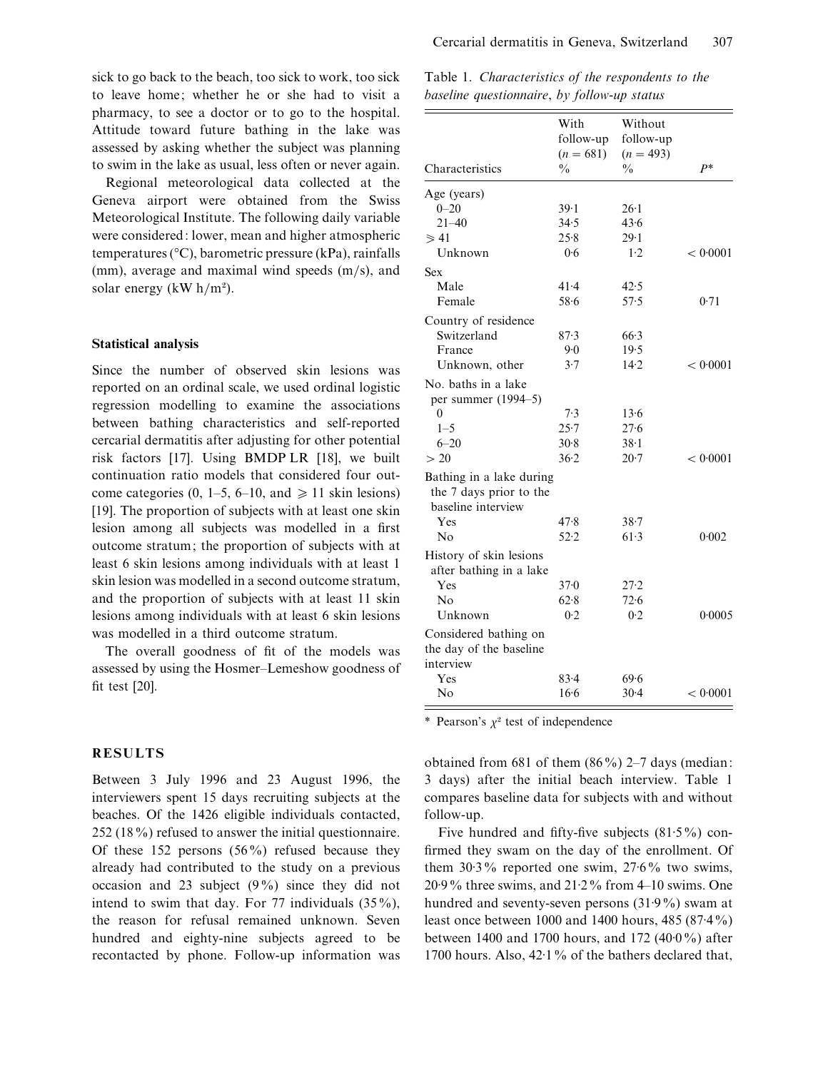sick to go back to the beach, too sick to work, too sick to leave home; whether he or she had to visit a pharmacy, to see a doctor or to go to the hospital. Attitude toward future bathing in the lake was assessed by asking whether the subject was planning to swim in the lake as usual, less often or never again.

Regional meteorological data collected at the Geneva airport were obtained from the Swiss Meteorological Institute. The following daily variable were considered: lower, mean and higher atmospheric temperatures (°C), barometric pressure (kPa), rainfalls (mm), average and maximal wind speeds (m/s), and solar energy (kW h/m²).

### Statistical analysis

Since the number of observed skin lesions was reported on an ordinal scale, we used ordinal logistic regression modelling to examine the associations between bathing characteristics and self-reported cercarial dermatitis after adjusting for other potential risk factors [17]. Using BMDP LR [18], we built continuation ratio models that considered four outcome categories (0, 1–5, 6–10, and ⩾ 11 skin lesions) [19]. The proportion of subjects with at least one skin lesion among all subjects was modelled in a first outcome stratum; the proportion of subjects with at least 6 skin lesions among individuals with at least 1 skin lesion was modelled in a second outcome stratum, and the proportion of subjects with at least 11 skin lesions among individuals with at least 6 skin lesions was modelled in a third outcome stratum.

The overall goodness of fit of the models was assessed by using the Hosmer–Lemeshow goodness of fit test [20].

## RESULTS

Between 3 July 1996 and 23 August 1996, the interviewers spent 15 days recruiting subjects at the beaches. Of the 1426 eligible individuals contacted, 252 (18%) refused to answer the initial questionnaire. Of these 152 persons (56%) refused because they already had contributed to the study on a previous occasion and 23 subject (9%) since they did not intend to swim that day. For 77 individuals (35%), the reason for refusal remained unknown. Seven hundred and eighty-nine subjects agreed to be recontacted by phone. Follow-up information was obtained from 681 of them (86%) 2–7 days (median: 3 days) after the initial beach interview. Table 1 compares baseline data for subjects with and without follow-up.

Table 1. *Characteristics of the respondents to the baseline questionnaire, by follow-up status*

| Characteristics | With follow-up ($n = 681$) % | Without follow-up ($n = 493$) % | $P$* |
|---|---|---|---|
| **Age (years)** | | | |
| 0–20 | 39·1 | 26·1 | |
| 21–40 | 34·5 | 43·6 | |
| ⩾ 41 | 25·8 | 29·1 | |
| Unknown | 0·6 | 1·2 | < 0·0001 |
| **Sex** | | | |
| Male | 41·4 | 42·5 | |
| Female | 58·6 | 57·5 | 0·71 |
| **Country of residence** | | | |
| Switzerland | 87·3 | 66·3 | |
| France | 9·0 | 19·5 | |
| Unknown, other | 3·7 | 14·2 | < 0·0001 |
| **No. baths in a lake per summer (1994–5)** | | | |
| 0 | 7·3 | 13·6 | |
| 1–5 | 25·7 | 27·6 | |
| 6–20 | 30·8 | 38·1 | |
| > 20 | 36·2 | 20·7 | < 0·0001 |
| **Bathing in a lake during the 7 days prior to the baseline interview** | | | |
| Yes | 47·8 | 38·7 | |
| No | 52·2 | 61·3 | 0·002 |
| **History of skin lesions after bathing in a lake** | | | |
| Yes | 37·0 | 27·2 | |
| No | 62·8 | 72·6 | |
| Unknown | 0·2 | 0·2 | 0·0005 |
| **Considered bathing on the day of the baseline interview** | | | |
| Yes | 83·4 | 69·6 | |
| No | 16·6 | 30·4 | < 0·0001 |

\* Pearson's $\chi^2$ test of independence

Five hundred and fifty-five subjects (81·5%) confirmed they swam on the day of the enrollment. Of them 30·3% reported one swim, 27·6% two swims, 20·9% three swims, and 21·2% from 4–10 swims. One hundred and seventy-seven persons (31·9%) swam at least once between 1000 and 1400 hours, 485 (87·4%) between 1400 and 1700 hours, and 172 (40·0%) after 1700 hours. Also, 42·1% of the bathers declared that,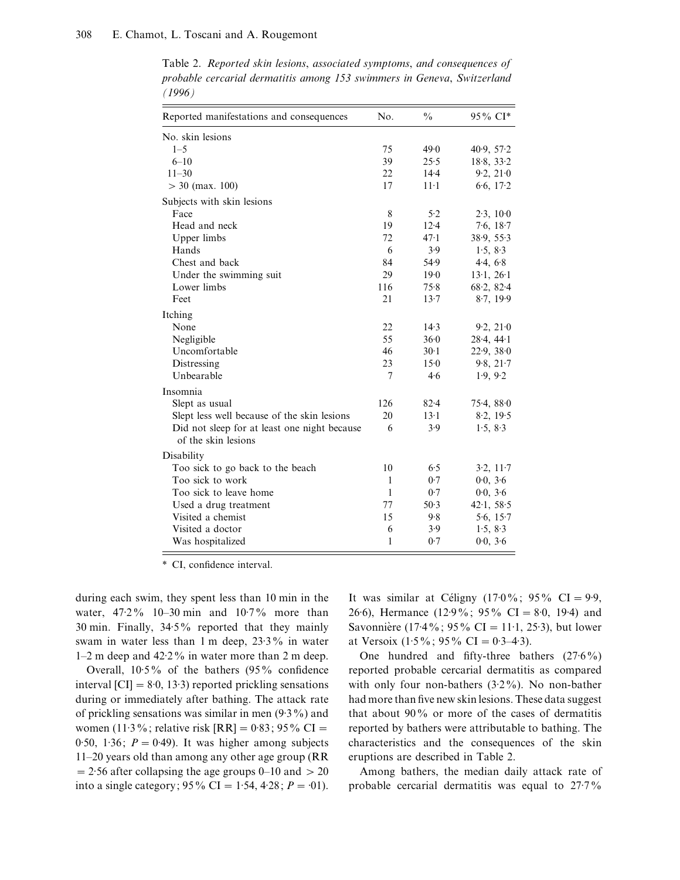Table 2. *Reported skin lesions, associated symptoms, and consequences of probable cercarial dermatitis among 153 swimmers in Geneva, Switzerland (1996)*

| Reported manifestations and consequences | No. | % | 95% CI* |
|---|---|---|---|
| No. skin lesions | | | |
| 1–5 | 75 | 49·0 | 40·9, 57·2 |
| 6–10 | 39 | 25·5 | 18·8, 33·2 |
| 11–30 | 22 | 14·4 | 9·2, 21·0 |
| > 30 (max. 100) | 17 | 11·1 | 6·6, 17·2 |
| Subjects with skin lesions | | | |
| Face | 8 | 5·2 | 2·3, 10·0 |
| Head and neck | 19 | 12·4 | 7·6, 18·7 |
| Upper limbs | 72 | 47·1 | 38·9, 55·3 |
| Hands | 6 | 3·9 | 1·5, 8·3 |
| Chest and back | 84 | 54·9 | 4·4, 6·8 |
| Under the swimming suit | 29 | 19·0 | 13·1, 26·1 |
| Lower limbs | 116 | 75·8 | 68·2, 82·4 |
| Feet | 21 | 13·7 | 8·7, 19·9 |
| Itching | | | |
| None | 22 | 14·3 | 9·2, 21·0 |
| Negligible | 55 | 36·0 | 28·4, 44·1 |
| Uncomfortable | 46 | 30·1 | 22·9, 38·0 |
| Distressing | 23 | 15·0 | 9·8, 21·7 |
| Unbearable | 7 | 4·6 | 1·9, 9·2 |
| Insomnia | | | |
| Slept as usual | 126 | 82·4 | 75·4, 88·0 |
| Slept less well because of the skin lesions | 20 | 13·1 | 8·2, 19·5 |
| Did not sleep for at least one night because of the skin lesions | 6 | 3·9 | 1·5, 8·3 |
| Disability | | | |
| Too sick to go back to the beach | 10 | 6·5 | 3·2, 11·7 |
| Too sick to work | 1 | 0·7 | 0·0, 3·6 |
| Too sick to leave home | 1 | 0·7 | 0·0, 3·6 |
| Used a drug treatment | 77 | 50·3 | 42·1, 58·5 |
| Visited a chemist | 15 | 9·8 | 5·6, 15·7 |
| Visited a doctor | 6 | 3·9 | 1·5, 8·3 |
| Was hospitalized | 1 | 0·7 | 0·0, 3·6 |

\* CI, confidence interval.

during each swim, they spent less than 10 min in the water, 47·2% 10–30 min and 10·7% more than 30 min. Finally, 34·5% reported that they mainly swam in water less than 1 m deep, 23·3% in water 1–2 m deep and 42·2% in water more than 2 m deep.

Overall, 10·5% of the bathers (95% confidence interval [CI] = 8·0, 13·3) reported prickling sensations during or immediately after bathing. The attack rate of prickling sensations was similar in men (9·3%) and women (11·3%; relative risk [RR] = 0·83; 95% CI = 0·50, 1·36; $P = 0{\cdot}49$). It was higher among subjects 11–20 years old than among any other age group (RR = 2·56 after collapsing the age groups 0–10 and > 20 into a single category; 95% CI = 1·54, 4·28; $P = {\cdot}01$). It was similar at Céligny (17·0%; 95% CI = 9·9, 26·6), Hermance (12·9%; 95% CI = 8·0, 19·4) and Savonnière (17·4%; 95% CI = 11·1, 25·3), but lower at Versoix (1·5%; 95% CI = 0·3–4·3).

One hundred and fifty-three bathers (27·6%) reported probable cercarial dermatitis as compared with only four non-bathers (3·2%). No non-bather had more than five new skin lesions. These data suggest that about 90% or more of the cases of dermatitis reported by bathers were attributable to bathing. The characteristics and the consequences of the skin eruptions are described in Table 2.

Among bathers, the median daily attack rate of probable cercarial dermatitis was equal to 27·7%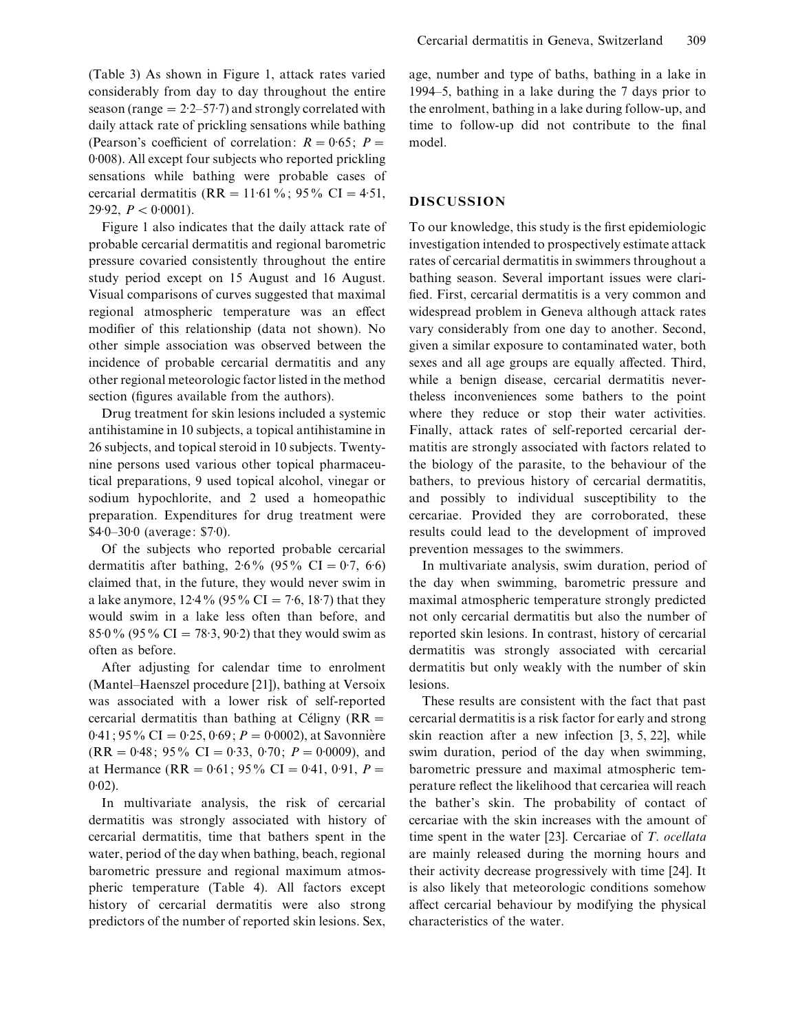(Table 3) As shown in Figure 1, attack rates varied considerably from day to day throughout the entire season (range = 2·2–57·7) and strongly correlated with daily attack rate of prickling sensations while bathing (Pearson's coefficient of correlation: $R = 0{\cdot}65$; $P = 0{\cdot}008$). All except four subjects who reported prickling sensations while bathing were probable cases of cercarial dermatitis (RR = 11·61%; 95% CI = 4·51, 29·92, $P < 0{\cdot}0001$).

Figure 1 also indicates that the daily attack rate of probable cercarial dermatitis and regional barometric pressure covaried consistently throughout the entire study period except on 15 August and 16 August. Visual comparisons of curves suggested that maximal regional atmospheric temperature was an effect modifier of this relationship (data not shown). No other simple association was observed between the incidence of probable cercarial dermatitis and any other regional meteorologic factor listed in the method section (figures available from the authors).

Drug treatment for skin lesions included a systemic antihistamine in 10 subjects, a topical antihistamine in 26 subjects, and topical steroid in 10 subjects. Twenty-nine persons used various other topical pharmaceutical preparations, 9 used topical alcohol, vinegar or sodium hypochlorite, and 2 used a homeopathic preparation. Expenditures for drug treatment were $4·0–30·0 (average: $7·0).

Of the subjects who reported probable cercarial dermatitis after bathing, 2·6% (95% CI = 0·7, 6·6) claimed that, in the future, they would never swim in a lake anymore, 12·4% (95% CI = 7·6, 18·7) that they would swim in a lake less often than before, and 85·0% (95% CI = 78·3, 90·2) that they would swim as often as before.

After adjusting for calendar time to enrolment (Mantel–Haenszel procedure [21]), bathing at Versoix was associated with a lower risk of self-reported cercarial dermatitis than bathing at Céligny (RR = 0·41; 95% CI = 0·25, 0·69; $P = 0{\cdot}0002$), at Savonnière (RR = 0·48; 95% CI = 0·33, 0·70; $P = 0{\cdot}0009$), and at Hermance (RR = 0·61; 95% CI = 0·41, 0·91, $P = 0{\cdot}02$).

In multivariate analysis, the risk of cercarial dermatitis was strongly associated with history of cercarial dermatitis, time that bathers spent in the water, period of the day when bathing, beach, regional barometric pressure and regional maximum atmospheric temperature (Table 4). All factors except history of cercarial dermatitis were also strong predictors of the number of reported skin lesions. Sex, age, number and type of baths, bathing in a lake in 1994–5, bathing in a lake during the 7 days prior to the enrolment, bathing in a lake during follow-up, and time to follow-up did not contribute to the final model.

## DISCUSSION

To our knowledge, this study is the first epidemiologic investigation intended to prospectively estimate attack rates of cercarial dermatitis in swimmers throughout a bathing season. Several important issues were clarified. First, cercarial dermatitis is a very common and widespread problem in Geneva although attack rates vary considerably from one day to another. Second, given a similar exposure to contaminated water, both sexes and all age groups are equally affected. Third, while a benign disease, cercarial dermatitis nevertheless inconveniences some bathers to the point where they reduce or stop their water activities. Finally, attack rates of self-reported cercarial dermatitis are strongly associated with factors related to the biology of the parasite, to the behaviour of the bathers, to previous history of cercarial dermatitis, and possibly to individual susceptibility to the cercariae. Provided they are corroborated, these results could lead to the development of improved prevention messages to the swimmers.

In multivariate analysis, swim duration, period of the day when swimming, barometric pressure and maximal atmospheric temperature strongly predicted not only cercarial dermatitis but also the number of reported skin lesions. In contrast, history of cercarial dermatitis was strongly associated with cercarial dermatitis but only weakly with the number of skin lesions.

These results are consistent with the fact that past cercarial dermatitis is a risk factor for early and strong skin reaction after a new infection [3, 5, 22], while swim duration, period of the day when swimming, barometric pressure and maximal atmospheric temperature reflect the likelihood that cercariea will reach the bather's skin. The probability of contact of cercariae with the skin increases with the amount of time spent in the water [23]. Cercariae of *T. ocellata* are mainly released during the morning hours and their activity decrease progressively with time [24]. It is also likely that meteorologic conditions somehow affect cercarial behaviour by modifying the physical characteristics of the water.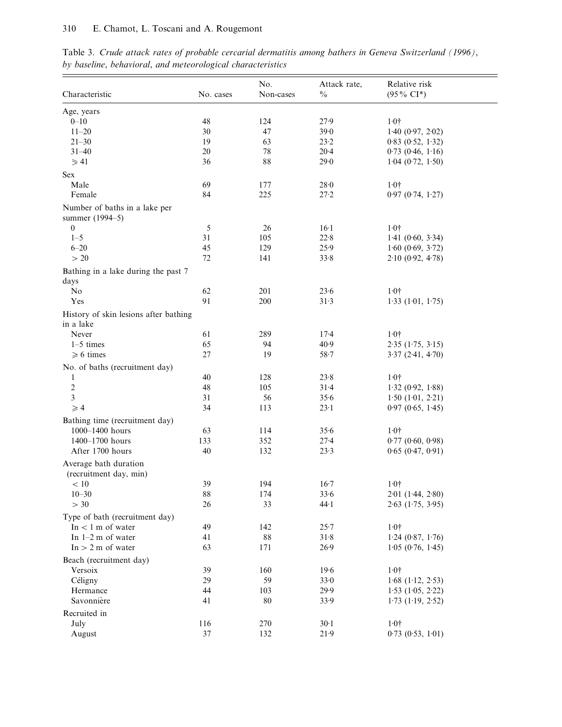Table 3. *Crude attack rates of probable cercarial dermatitis among bathers in Geneva Switzerland (1996), by baseline, behavioral, and meteorological characteristics*

| Characteristic | No. cases | No. Non-cases | Attack rate, % | Relative risk (95% CI*) |
|---|---|---|---|---|
| Age, years | | | | |
| 0–10 | 48 | 124 | 27·9 | 1·0† |
| 11–20 | 30 | 47 | 39·0 | 1·40 (0·97, 2·02) |
| 21–30 | 19 | 63 | 23·2 | 0·83 (0·52, 1·32) |
| 31–40 | 20 | 78 | 20·4 | 0·73 (0·46, 1·16) |
| ⩾ 41 | 36 | 88 | 29·0 | 1·04 (0·72, 1·50) |
| Sex | | | | |
| Male | 69 | 177 | 28·0 | 1·0† |
| Female | 84 | 225 | 27·2 | 0·97 (0·74, 1·27) |
| Number of baths in a lake per summer (1994–5) | | | | |
| 0 | 5 | 26 | 16·1 | 1·0† |
| 1–5 | 31 | 105 | 22·8 | 1·41 (0·60, 3·34) |
| 6–20 | 45 | 129 | 25·9 | 1·60 (0·69, 3·72) |
| > 20 | 72 | 141 | 33·8 | 2·10 (0·92, 4·78) |
| Bathing in a lake during the past 7 days | | | | |
| No | 62 | 201 | 23·6 | 1·0† |
| Yes | 91 | 200 | 31·3 | 1·33 (1·01, 1·75) |
| History of skin lesions after bathing in a lake | | | | |
| Never | 61 | 289 | 17·4 | 1·0† |
| 1–5 times | 65 | 94 | 40·9 | 2·35 (1·75, 3·15) |
| ⩾ 6 times | 27 | 19 | 58·7 | 3·37 (2·41, 4·70) |
| No. of baths (recruitment day) | | | | |
| 1 | 40 | 128 | 23·8 | 1·0† |
| 2 | 48 | 105 | 31·4 | 1·32 (0·92, 1·88) |
| 3 | 31 | 56 | 35·6 | 1·50 (1·01, 2·21) |
| ⩾ 4 | 34 | 113 | 23·1 | 0·97 (0·65, 1·45) |
| Bathing time (recruitment day) | | | | |
| 1000–1400 hours | 63 | 114 | 35·6 | 1·0† |
| 1400–1700 hours | 133 | 352 | 27·4 | 0·77 (0·60, 0·98) |
| After 1700 hours | 40 | 132 | 23·3 | 0·65 (0·47, 0·91) |
| Average bath duration (recruitment day, min) | | | | |
| < 10 | 39 | 194 | 16·7 | 1·0† |
| 10–30 | 88 | 174 | 33·6 | 2·01 (1·44, 2·80) |
| > 30 | 26 | 33 | 44·1 | 2·63 (1·75, 3·95) |
| Type of bath (recruitment day) | | | | |
| In < 1 m of water | 49 | 142 | 25·7 | 1·0† |
| In 1–2 m of water | 41 | 88 | 31·8 | 1·24 (0·87, 1·76) |
| In > 2 m of water | 63 | 171 | 26·9 | 1·05 (0·76, 1·45) |
| Beach (recruitment day) | | | | |
| Versoix | 39 | 160 | 19·6 | 1·0† |
| Céligny | 29 | 59 | 33·0 | 1·68 (1·12, 2·53) |
| Hermance | 44 | 103 | 29·9 | 1·53 (1·05, 2·22) |
| Savonnière | 41 | 80 | 33·9 | 1·73 (1·19, 2·52) |
| Recruited in | | | | |
| July | 116 | 270 | 30·1 | 1·0† |
| August | 37 | 132 | 21·9 | 0·73 (0·53, 1·01) |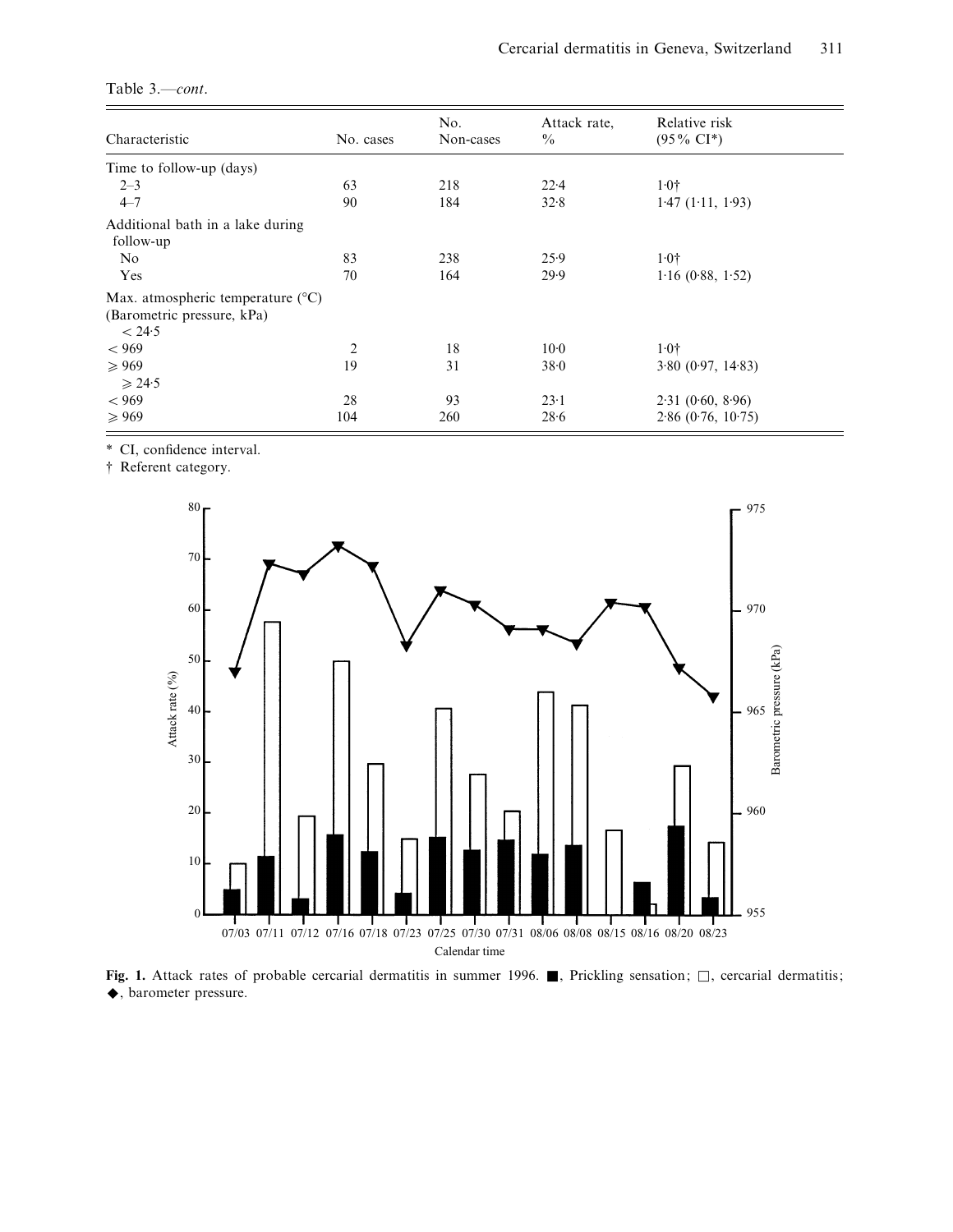Table 3.—*cont*.

| Characteristic | No. cases | No. Non-cases | Attack rate, % | Relative risk (95% CI*) |
|---|---|---|---|---|
| Time to follow-up (days) | | | | |
| 2–3 | 63 | 218 | 22·4 | 1·0† |
| 4–7 | 90 | 184 | 32·8 | 1·47 (1·11, 1·93) |
| Additional bath in a lake during follow-up | | | | |
| No | 83 | 238 | 25·9 | 1·0† |
| Yes | 70 | 164 | 29·9 | 1·16 (0·88, 1·52) |
| Max. atmospheric temperature (°C) (Barometric pressure, kPa) | | | | |
| < 24·5 | | | | |
| < 969 | 2 | 18 | 10·0 | 1·0† |
| ⩾ 969 | 19 | 31 | 38·0 | 3·80 (0·97, 14·83) |
| ⩾ 24·5 | | | | |
| < 969 | 28 | 93 | 23·1 | 2·31 (0·60, 8·96) |
| ⩾ 969 | 104 | 260 | 28·6 | 2·86 (0·76, 10·75) |

\* CI, confidence interval.

† Referent category.

**Fig. 1.** Attack rates of probable cercarial dermatitis in summer 1996. ■, Prickling sensation; □, cercarial dermatitis; ◆, barometer pressure.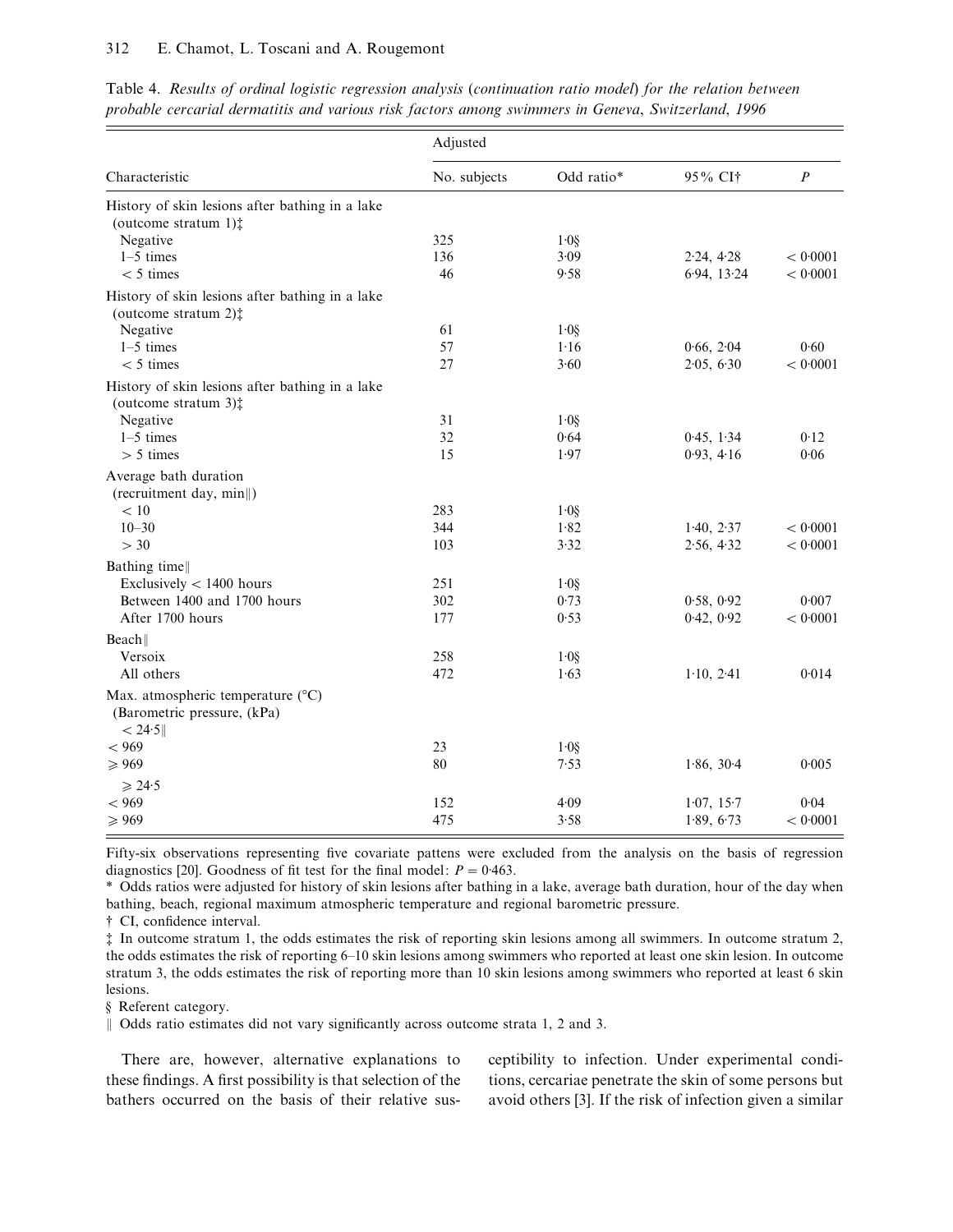Table 4. *Results of ordinal logistic regression analysis (continuation ratio model) for the relation between probable cercarial dermatitis and various risk factors among swimmers in Geneva, Switzerland, 1996*

| Characteristic | Adjusted | | | |
|---|---|---|---|---|
| | No. subjects | Odd ratio* | 95% CI† | $P$ |
| History of skin lesions after bathing in a lake (outcome stratum 1)‡ | | | | |
| Negative | 325 | 1·0§ | | |
| 1–5 times | 136 | 3·09 | 2·24, 4·28 | < 0·0001 |
| < 5 times | 46 | 9·58 | 6·94, 13·24 | < 0·0001 |
| History of skin lesions after bathing in a lake (outcome stratum 2)‡ | | | | |
| Negative | 61 | 1·0§ | | |
| 1–5 times | 57 | 1·16 | 0·66, 2·04 | 0·60 |
| < 5 times | 27 | 3·60 | 2·05, 6·30 | < 0·0001 |
| History of skin lesions after bathing in a lake (outcome stratum 3)‡ | | | | |
| Negative | 31 | 1·0§ | | |
| 1–5 times | 32 | 0·64 | 0·45, 1·34 | 0·12 |
| > 5 times | 15 | 1·97 | 0·93, 4·16 | 0·06 |
| Average bath duration (recruitment day, min‖) | | | | |
| < 10 | 283 | 1·0§ | | |
| 10–30 | 344 | 1·82 | 1·40, 2·37 | < 0·0001 |
| > 30 | 103 | 3·32 | 2·56, 4·32 | < 0·0001 |
| Bathing time‖ | | | | |
| Exclusively < 1400 hours | 251 | 1·0§ | | |
| Between 1400 and 1700 hours | 302 | 0·73 | 0·58, 0·92 | 0·007 |
| After 1700 hours | 177 | 0·53 | 0·42, 0·92 | < 0·0001 |
| Beach‖ | | | | |
| Versoix | 258 | 1·0§ | | |
| All others | 472 | 1·63 | 1·10, 2·41 | 0·014 |
| Max. atmospheric temperature (°C) (Barometric pressure, (kPa) | | | | |
| < 24·5‖ | | | | |
| < 969 | 23 | 1·0§ | | |
| ⩾ 969 | 80 | 7·53 | 1·86, 30·4 | 0·005 |
| ⩾ 24·5 | | | | |
| < 969 | 152 | 4·09 | 1·07, 15·7 | 0·04 |
| ⩾ 969 | 475 | 3·58 | 1·89, 6·73 | < 0·0001 |

Fifty-six observations representing five covariate pattens were excluded from the analysis on the basis of regression diagnostics [20]. Goodness of fit test for the final model: $P = 0{\cdot}463$.

\* Odds ratios were adjusted for history of skin lesions after bathing in a lake, average bath duration, hour of the day when bathing, beach, regional maximum atmospheric temperature and regional barometric pressure.

† CI, confidence interval.

‡ In outcome stratum 1, the odds estimates the risk of reporting skin lesions among all swimmers. In outcome stratum 2, the odds estimates the risk of reporting 6–10 skin lesions among swimmers who reported at least one skin lesion. In outcome stratum 3, the odds estimates the risk of reporting more than 10 skin lesions among swimmers who reported at least 6 skin lesions.

§ Referent category.

‖ Odds ratio estimates did not vary significantly across outcome strata 1, 2 and 3.

There are, however, alternative explanations to these findings. A first possibility is that selection of the bathers occurred on the basis of their relative susceptibility to infection. Under experimental conditions, cercariae penetrate the skin of some persons but avoid others [3]. If the risk of infection given a similar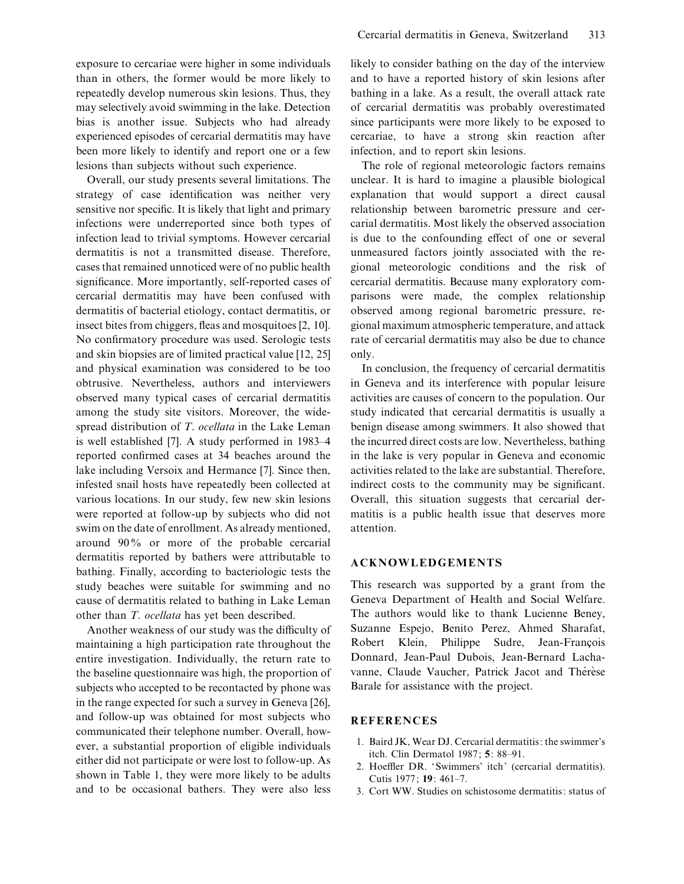exposure to cercariae were higher in some individuals than in others, the former would be more likely to repeatedly develop numerous skin lesions. Thus, they may selectively avoid swimming in the lake. Detection bias is another issue. Subjects who had already experienced episodes of cercarial dermatitis may have been more likely to identify and report one or a few lesions than subjects without such experience.

Overall, our study presents several limitations. The strategy of case identification was neither very sensitive nor specific. It is likely that light and primary infections were underreported since both types of infection lead to trivial symptoms. However cercarial dermatitis is not a transmitted disease. Therefore, cases that remained unnoticed were of no public health significance. More importantly, self-reported cases of cercarial dermatitis may have been confused with dermatitis of bacterial etiology, contact dermatitis, or insect bites from chiggers, fleas and mosquitoes [2, 10]. No confirmatory procedure was used. Serologic tests and skin biopsies are of limited practical value [12, 25] and physical examination was considered to be too obtrusive. Nevertheless, authors and interviewers observed many typical cases of cercarial dermatitis among the study site visitors. Moreover, the widespread distribution of *T. ocellata* in the Lake Leman is well established [7]. A study performed in 1983–4 reported confirmed cases at 34 beaches around the lake including Versoix and Hermance [7]. Since then, infested snail hosts have repeatedly been collected at various locations. In our study, few new skin lesions were reported at follow-up by subjects who did not swim on the date of enrollment. As already mentioned, around 90% or more of the probable cercarial dermatitis reported by bathers were attributable to bathing. Finally, according to bacteriologic tests the study beaches were suitable for swimming and no cause of dermatitis related to bathing in Lake Leman other than *T. ocellata* has yet been described.

Another weakness of our study was the difficulty of maintaining a high participation rate throughout the entire investigation. Individually, the return rate to the baseline questionnaire was high, the proportion of subjects who accepted to be recontacted by phone was in the range expected for such a survey in Geneva [26], and follow-up was obtained for most subjects who communicated their telephone number. Overall, however, a substantial proportion of eligible individuals either did not participate or were lost to follow-up. As shown in Table 1, they were more likely to be adults and to be occasional bathers. They were also less likely to consider bathing on the day of the interview and to have a reported history of skin lesions after bathing in a lake. As a result, the overall attack rate of cercarial dermatitis was probably overestimated since participants were more likely to be exposed to cercariae, to have a strong skin reaction after infection, and to report skin lesions.

The role of regional meteorologic factors remains unclear. It is hard to imagine a plausible biological explanation that would support a direct causal relationship between barometric pressure and cercarial dermatitis. Most likely the observed association is due to the confounding effect of one or several unmeasured factors jointly associated with the regional meteorologic conditions and the risk of cercarial dermatitis. Because many exploratory comparisons were made, the complex relationship observed among regional barometric pressure, regional maximum atmospheric temperature, and attack rate of cercarial dermatitis may also be due to chance only.

In conclusion, the frequency of cercarial dermatitis in Geneva and its interference with popular leisure activities are causes of concern to the population. Our study indicated that cercarial dermatitis is usually a benign disease among swimmers. It also showed that the incurred direct costs are low. Nevertheless, bathing in the lake is very popular in Geneva and economic activities related to the lake are substantial. Therefore, indirect costs to the community may be significant. Overall, this situation suggests that cercarial dermatitis is a public health issue that deserves more attention.

## ACKNOWLEDGEMENTS

This research was supported by a grant from the Geneva Department of Health and Social Welfare. The authors would like to thank Lucienne Beney, Suzanne Espejo, Benito Perez, Ahmed Sharafat, Robert Klein, Philippe Sudre, Jean-François Donnard, Jean-Paul Dubois, Jean-Bernard Lachavanne, Claude Vaucher, Patrick Jacot and Thérèse Barale for assistance with the project.

## REFERENCES

1. Baird JK, Wear DJ. Cercarial dermatitis: the swimmer's itch. Clin Dermatol 1987; **5**: 88–91.
2. Hoeffler DR. 'Swimmers' itch' (cercarial dermatitis). Cutis 1977; **19**: 461–7.
3. Cort WW. Studies on schistosome dermatitis: status of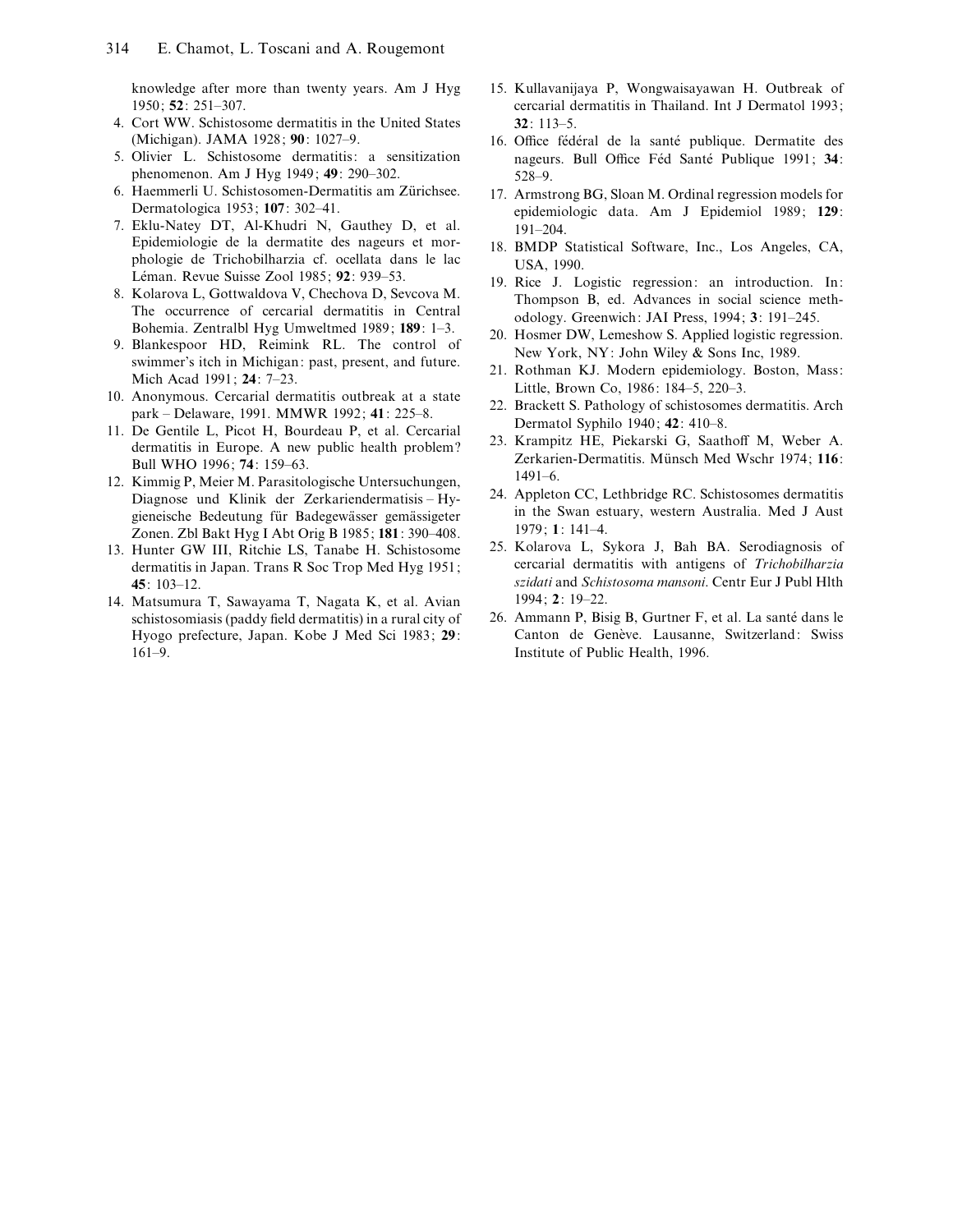knowledge after more than twenty years. Am J Hyg 1950; **52**: 251–307.

4. Cort WW. Schistosome dermatitis in the United States (Michigan). JAMA 1928; **90**: 1027–9.
5. Olivier L. Schistosome dermatitis: a sensitization phenomenon. Am J Hyg 1949; **49**: 290–302.
6. Haemmerli U. Schistosomen-Dermatitis am Zürichsee. Dermatologica 1953; **107**: 302–41.
7. Eklu-Natey DT, Al-Khudri N, Gauthey D, et al. Epidemiologie de la dermatite des nageurs et morphologie de Trichobilharzia cf. ocellata dans le lac Léman. Revue Suisse Zool 1985; **92**: 939–53.
8. Kolarova L, Gottwaldova V, Chechova D, Sevcova M. The occurrence of cercarial dermatitis in Central Bohemia. Zentralbl Hyg Umweltmed 1989; **189**: 1–3.
9. Blankespoor HD, Reimink RL. The control of swimmer's itch in Michigan: past, present, and future. Mich Acad 1991; **24**: 7–23.
10. Anonymous. Cercarial dermatitis outbreak at a state park – Delaware, 1991. MMWR 1992; **41**: 225–8.
11. De Gentile L, Picot H, Bourdeau P, et al. Cercarial dermatitis in Europe. A new public health problem? Bull WHO 1996; **74**: 159–63.
12. Kimmig P, Meier M. Parasitologische Untersuchungen, Diagnose und Klinik der Zerkariendermatisis – Hygieneische Bedeutung für Badegewässer gemässigeter Zonen. Zbl Bakt Hyg I Abt Orig B 1985; **181**: 390–408.
13. Hunter GW III, Ritchie LS, Tanabe H. Schistosome dermatitis in Japan. Trans R Soc Trop Med Hyg 1951; **45**: 103–12.
14. Matsumura T, Sawayama T, Nagata K, et al. Avian schistosomiasis (paddy field dermatitis) in a rural city of Hyogo prefecture, Japan. Kobe J Med Sci 1983; **29**: 161–9.
15. Kullavanijaya P, Wongwaisayawan H. Outbreak of cercarial dermatitis in Thailand. Int J Dermatol 1993; **32**: 113–5.
16. Office fédéral de la santé publique. Dermatite des nageurs. Bull Office Féd Santé Publique 1991; **34**: 528–9.
17. Armstrong BG, Sloan M. Ordinal regression models for epidemiologic data. Am J Epidemiol 1989; **129**: 191–204.
18. BMDP Statistical Software, Inc., Los Angeles, CA, USA, 1990.
19. Rice J. Logistic regression: an introduction. In: Thompson B, ed. Advances in social science methodology. Greenwich: JAI Press, 1994; **3**: 191–245.
20. Hosmer DW, Lemeshow S. Applied logistic regression. New York, NY: John Wiley & Sons Inc, 1989.
21. Rothman KJ. Modern epidemiology. Boston, Mass: Little, Brown Co, 1986: 184–5, 220–3.
22. Brackett S. Pathology of schistosomes dermatitis. Arch Dermatol Syphilo 1940; **42**: 410–8.
23. Krampitz HE, Piekarski G, Saathoff M, Weber A. Zerkarien-Dermatitis. Münsch Med Wschr 1974; **116**: 1491–6.
24. Appleton CC, Lethbridge RC. Schistosomes dermatitis in the Swan estuary, western Australia. Med J Aust 1979; **1**: 141–4.
25. Kolarova L, Sykora J, Bah BA. Serodiagnosis of cercarial dermatitis with antigens of *Trichobilharzia szidati* and *Schistosoma mansoni*. Centr Eur J Publ Hlth 1994; **2**: 19–22.
26. Ammann P, Bisig B, Gurtner F, et al. La santé dans le Canton de Genève. Lausanne, Switzerland: Swiss Institute of Public Health, 1996.